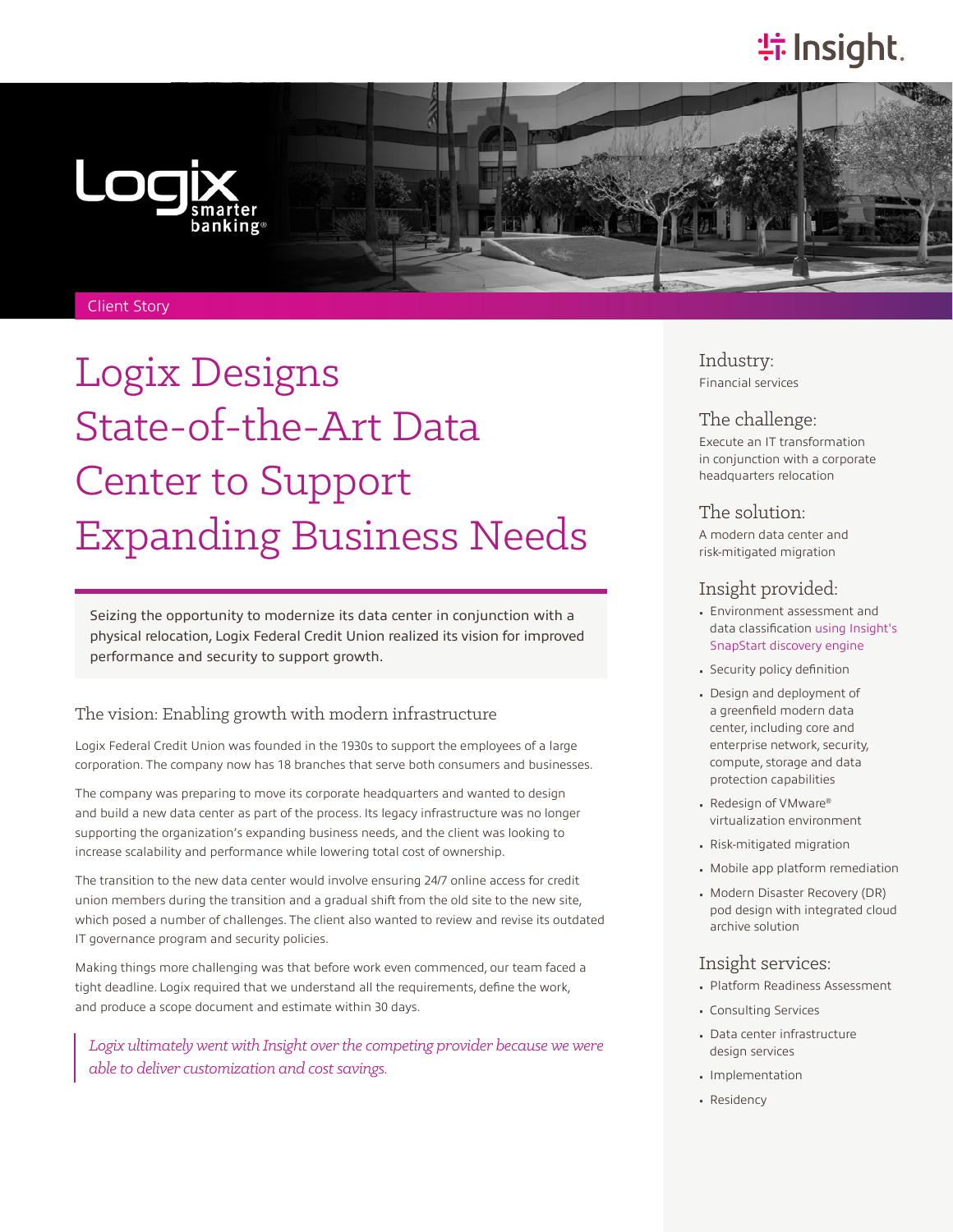Client Story

# Logix Designs State-of-the-Art Data Center to Support Expanding Business Needs

Seizing the opportunity to modernize its data center in conjunction with a physical relocation, Logix Federal Credit Union realized its vision for improved performance and security to support growth.

## The vision: Enabling growth with modern infrastructure

Logix Federal Credit Union was founded in the 1930s to support the employees of a large corporation. The company now has 18 branches that serve both consumers and businesses.

The company was preparing to move its corporate headquarters and wanted to design and build a new data center as part of the process. Its legacy infrastructure was no longer supporting the organization's expanding business needs, and the client was looking to increase scalability and performance while lowering total cost of ownership.

The transition to the new data center would involve ensuring 24/7 online access for credit union members during the transition and a gradual shift from the old site to the new site, which posed a number of challenges. The client also wanted to review and revise its outdated IT governance program and security policies.

Making things more challenging was that before work even commenced, our team faced a tight deadline. Logix required that we understand all the requirements, define the work, and produce a scope document and estimate within 30 days.

> *Logix ultimately went with Insight over the competing provider because we were able to deliver customization and cost savings.*

### Industry:

Financial services

### The challenge:

Execute an IT transformation in conjunction with a corporate headquarters relocation

### The solution:

A modern data center and risk-mitigated migration

### Insight provided:

- Environment assessment and data classification using Insight's SnapStart discovery engine
- Security policy definition
- Design and deployment of a greenfield modern data center, including core and enterprise network, security, compute, storage and data protection capabilities
- Redesign of VMware® virtualization environment
- Risk-mitigated migration
- Mobile app platform remediation
- Modern Disaster Recovery (DR) pod design with integrated cloud archive solution

### Insight services:

- Platform Readiness Assessment
- Consulting Services
- Data center infrastructure design services
- Implementation
- Residency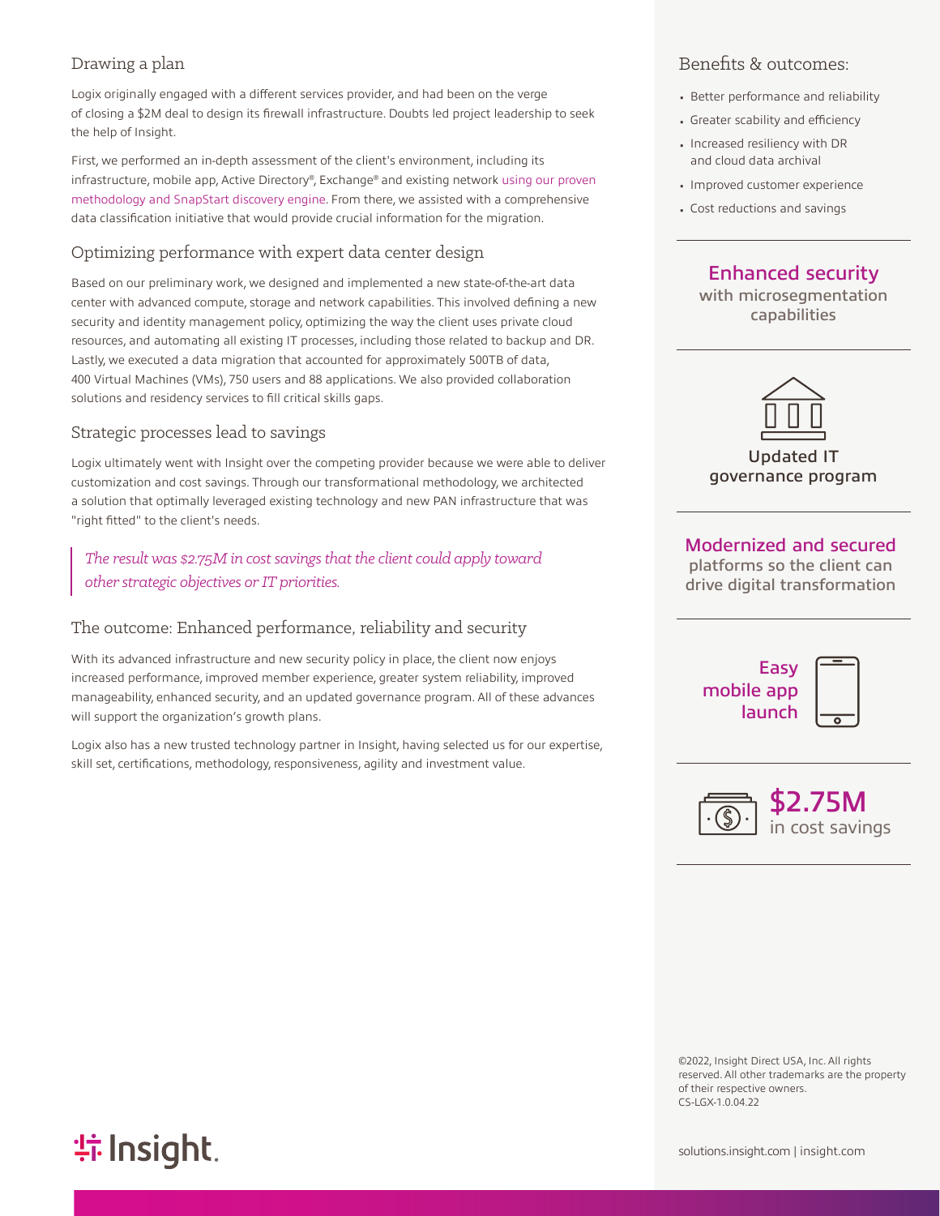## Drawing a plan

Logix originally engaged with a different services provider, and had been on the verge of closing a $2M deal to design its firewall infrastructure. Doubts led project leadership to seek the help of Insight.

First, we performed an in-depth assessment of the client's environment, including its infrastructure, mobile app, Active Directory®, Exchange® and existing network using our proven methodology and SnapStart discovery engine. From there, we assisted with a comprehensive data classification initiative that would provide crucial information for the migration.

## Optimizing performance with expert data center design

Based on our preliminary work, we designed and implemented a new state-of-the-art data center with advanced compute, storage and network capabilities. This involved defining a new security and identity management policy, optimizing the way the client uses private cloud resources, and automating all existing IT processes, including those related to backup and DR. Lastly, we executed a data migration that accounted for approximately 500TB of data, 400 Virtual Machines (VMs), 750 users and 88 applications. We also provided collaboration solutions and residency services to fill critical skills gaps.

## Strategic processes lead to savings

Logix ultimately went with Insight over the competing provider because we were able to deliver customization and cost savings. Through our transformational methodology, we architected a solution that optimally leveraged existing technology and new PAN infrastructure that was "right fitted" to the client's needs.

> *The result was $2.75M in cost savings that the client could apply toward other strategic objectives or IT priorities.*

## The outcome: Enhanced performance, reliability and security

With its advanced infrastructure and new security policy in place, the client now enjoys increased performance, improved member experience, greater system reliability, improved manageability, enhanced security, and an updated governance program. All of these advances will support the organization's growth plans.

Logix also has a new trusted technology partner in Insight, having selected us for our expertise, skill set, certifications, methodology, responsiveness, agility and investment value.

## Benefits & outcomes:

- Better performance and reliability
- Greater scability and efficiency
- Increased resiliency with DR and cloud data archival
- Improved customer experience
- Cost reductions and savings

**Enhanced security** with microsegmentation capabilities

Updated IT governance program

**Modernized and secured** platforms so the client can drive digital transformation

**Easy mobile app launch**

**$2.75M** in cost savings

©2022, Insight Direct USA, Inc. All rights reserved. All other trademarks are the property of their respective owners.
CS-LGX-1.0.04.22

solutions.insight.com | insight.com